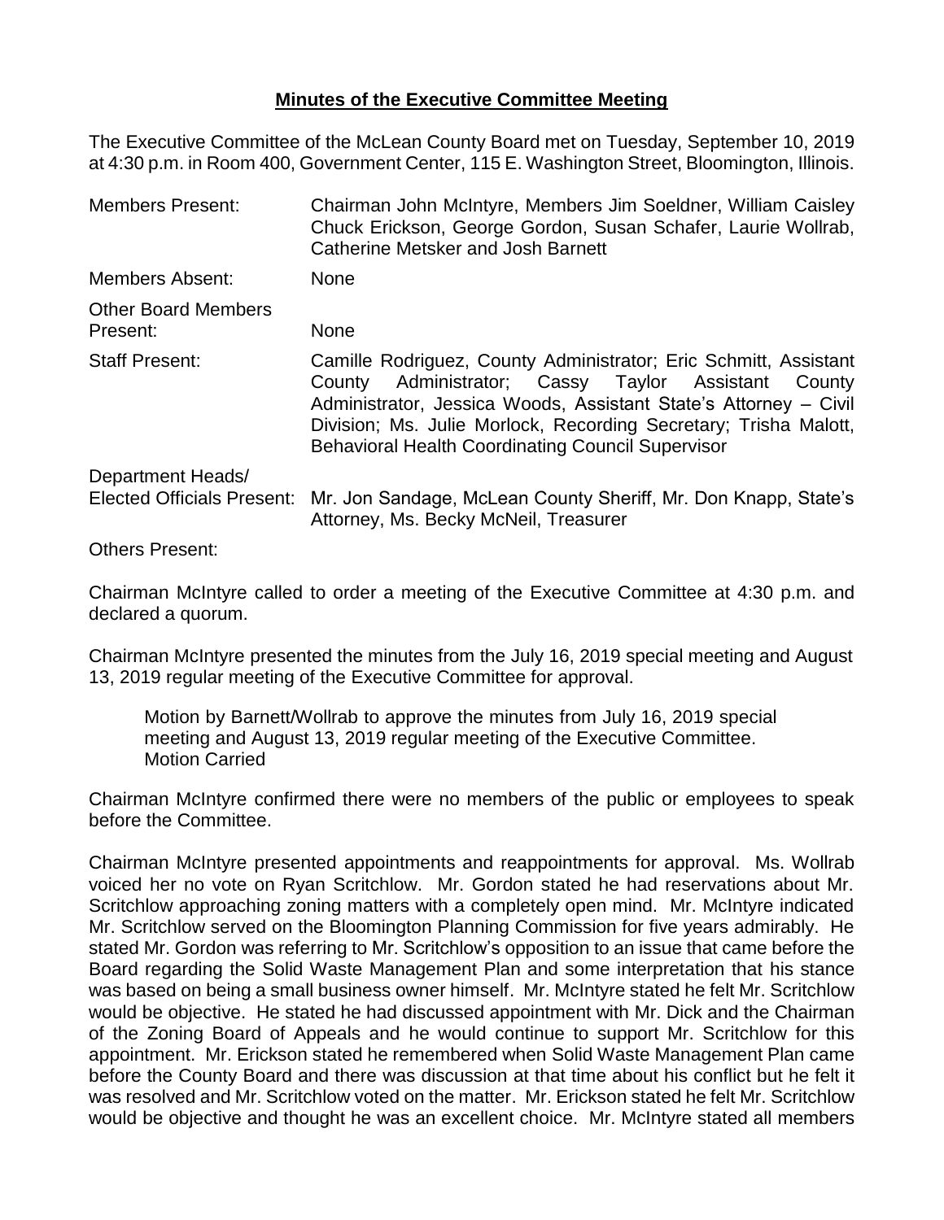# **Minutes of the Executive Committee Meeting**

The Executive Committee of the McLean County Board met on Tuesday, September 10, 2019 at 4:30 p.m. in Room 400, Government Center, 115 E. Washington Street, Bloomington, Illinois.

| | |
|---|---|
| Members Present: | Chairman John McIntyre, Members Jim Soeldner, William Caisley Chuck Erickson, George Gordon, Susan Schafer, Laurie Wollrab, Catherine Metsker and Josh Barnett |
| Members Absent: | None |
| Other Board Members Present: | None |
| Staff Present: | Camille Rodriguez, County Administrator; Eric Schmitt, Assistant County Administrator; Cassy Taylor Assistant County Administrator, Jessica Woods, Assistant State's Attorney – Civil Division; Ms. Julie Morlock, Recording Secretary; Trisha Malott, Behavioral Health Coordinating Council Supervisor |
| Department Heads/ Elected Officials Present: | Mr. Jon Sandage, McLean County Sheriff, Mr. Don Knapp, State's Attorney, Ms. Becky McNeil, Treasurer |
| Others Present: | |

Chairman McIntyre called to order a meeting of the Executive Committee at 4:30 p.m. and declared a quorum.

Chairman McIntyre presented the minutes from the July 16, 2019 special meeting and August 13, 2019 regular meeting of the Executive Committee for approval.

> Motion by Barnett/Wollrab to approve the minutes from July 16, 2019 special meeting and August 13, 2019 regular meeting of the Executive Committee.
> Motion Carried

Chairman McIntyre confirmed there were no members of the public or employees to speak before the Committee.

Chairman McIntyre presented appointments and reappointments for approval. Ms. Wollrab voiced her no vote on Ryan Scritchlow. Mr. Gordon stated he had reservations about Mr. Scritchlow approaching zoning matters with a completely open mind. Mr. McIntyre indicated Mr. Scritchlow served on the Bloomington Planning Commission for five years admirably. He stated Mr. Gordon was referring to Mr. Scritchlow's opposition to an issue that came before the Board regarding the Solid Waste Management Plan and some interpretation that his stance was based on being a small business owner himself. Mr. McIntyre stated he felt Mr. Scritchlow would be objective. He stated he had discussed appointment with Mr. Dick and the Chairman of the Zoning Board of Appeals and he would continue to support Mr. Scritchlow for this appointment. Mr. Erickson stated he remembered when Solid Waste Management Plan came before the County Board and there was discussion at that time about his conflict but he felt it was resolved and Mr. Scritchlow voted on the matter. Mr. Erickson stated he felt Mr. Scritchlow would be objective and thought he was an excellent choice. Mr. McIntyre stated all members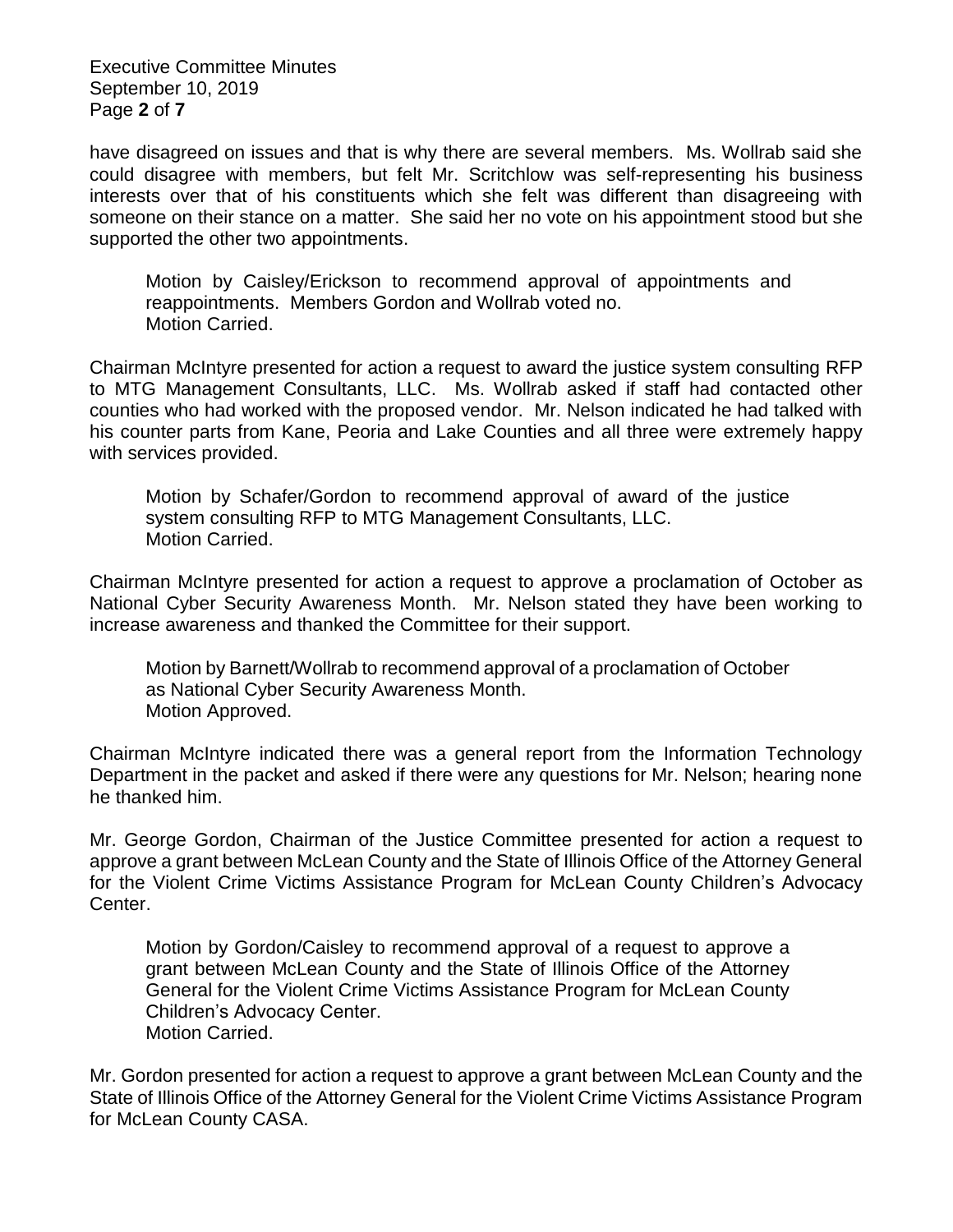have disagreed on issues and that is why there are several members. Ms. Wollrab said she could disagree with members, but felt Mr. Scritchlow was self-representing his business interests over that of his constituents which she felt was different than disagreeing with someone on their stance on a matter. She said her no vote on his appointment stood but she supported the other two appointments.

> Motion by Caisley/Erickson to recommend approval of appointments and reappointments. Members Gordon and Wollrab voted no.
> Motion Carried.

Chairman McIntyre presented for action a request to award the justice system consulting RFP to MTG Management Consultants, LLC. Ms. Wollrab asked if staff had contacted other counties who had worked with the proposed vendor. Mr. Nelson indicated he had talked with his counter parts from Kane, Peoria and Lake Counties and all three were extremely happy with services provided.

> Motion by Schafer/Gordon to recommend approval of award of the justice system consulting RFP to MTG Management Consultants, LLC.
> Motion Carried.

Chairman McIntyre presented for action a request to approve a proclamation of October as National Cyber Security Awareness Month. Mr. Nelson stated they have been working to increase awareness and thanked the Committee for their support.

> Motion by Barnett/Wollrab to recommend approval of a proclamation of October as National Cyber Security Awareness Month.
> Motion Approved.

Chairman McIntyre indicated there was a general report from the Information Technology Department in the packet and asked if there were any questions for Mr. Nelson; hearing none he thanked him.

Mr. George Gordon, Chairman of the Justice Committee presented for action a request to approve a grant between McLean County and the State of Illinois Office of the Attorney General for the Violent Crime Victims Assistance Program for McLean County Children's Advocacy Center.

> Motion by Gordon/Caisley to recommend approval of a request to approve a grant between McLean County and the State of Illinois Office of the Attorney General for the Violent Crime Victims Assistance Program for McLean County Children's Advocacy Center.
> Motion Carried.

Mr. Gordon presented for action a request to approve a grant between McLean County and the State of Illinois Office of the Attorney General for the Violent Crime Victims Assistance Program for McLean County CASA.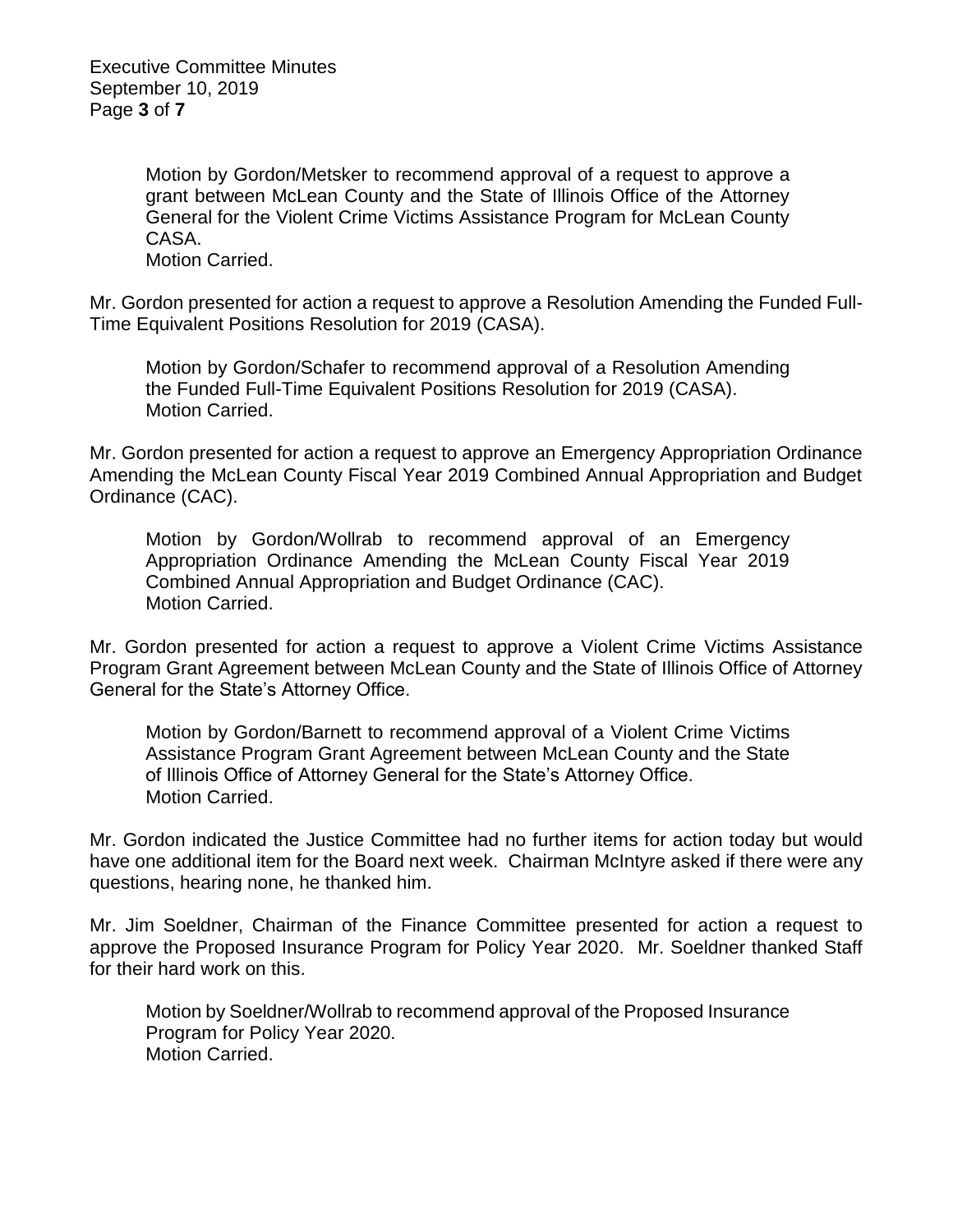Motion by Gordon/Metsker to recommend approval of a request to approve a grant between McLean County and the State of Illinois Office of the Attorney General for the Violent Crime Victims Assistance Program for McLean County CASA.
Motion Carried.

Mr. Gordon presented for action a request to approve a Resolution Amending the Funded Full-Time Equivalent Positions Resolution for 2019 (CASA).

> Motion by Gordon/Schafer to recommend approval of a Resolution Amending the Funded Full-Time Equivalent Positions Resolution for 2019 (CASA).
> Motion Carried.

Mr. Gordon presented for action a request to approve an Emergency Appropriation Ordinance Amending the McLean County Fiscal Year 2019 Combined Annual Appropriation and Budget Ordinance (CAC).

> Motion by Gordon/Wollrab to recommend approval of an Emergency Appropriation Ordinance Amending the McLean County Fiscal Year 2019 Combined Annual Appropriation and Budget Ordinance (CAC).
> Motion Carried.

Mr. Gordon presented for action a request to approve a Violent Crime Victims Assistance Program Grant Agreement between McLean County and the State of Illinois Office of Attorney General for the State's Attorney Office.

> Motion by Gordon/Barnett to recommend approval of a Violent Crime Victims Assistance Program Grant Agreement between McLean County and the State of Illinois Office of Attorney General for the State's Attorney Office.
> Motion Carried.

Mr. Gordon indicated the Justice Committee had no further items for action today but would have one additional item for the Board next week. Chairman McIntyre asked if there were any questions, hearing none, he thanked him.

Mr. Jim Soeldner, Chairman of the Finance Committee presented for action a request to approve the Proposed Insurance Program for Policy Year 2020. Mr. Soeldner thanked Staff for their hard work on this.

> Motion by Soeldner/Wollrab to recommend approval of the Proposed Insurance Program for Policy Year 2020.
> Motion Carried.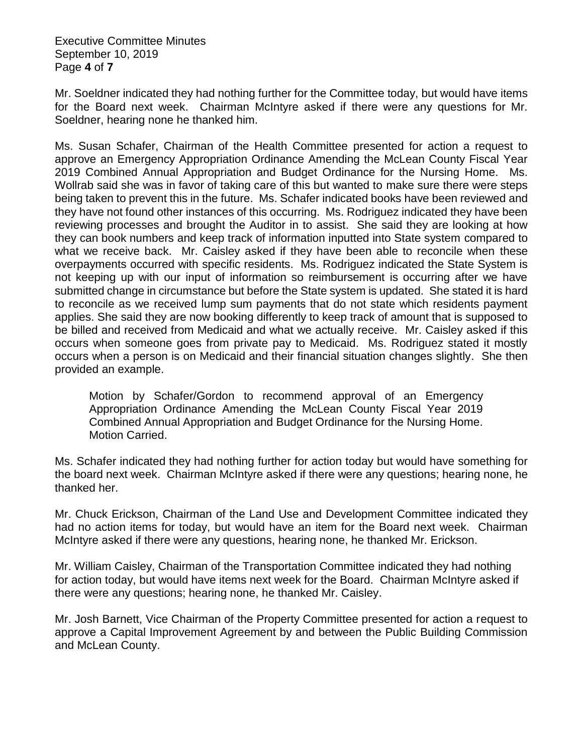Mr. Soeldner indicated they had nothing further for the Committee today, but would have items for the Board next week. Chairman McIntyre asked if there were any questions for Mr. Soeldner, hearing none he thanked him.

Ms. Susan Schafer, Chairman of the Health Committee presented for action a request to approve an Emergency Appropriation Ordinance Amending the McLean County Fiscal Year 2019 Combined Annual Appropriation and Budget Ordinance for the Nursing Home. Ms. Wollrab said she was in favor of taking care of this but wanted to make sure there were steps being taken to prevent this in the future. Ms. Schafer indicated books have been reviewed and they have not found other instances of this occurring. Ms. Rodriguez indicated they have been reviewing processes and brought the Auditor in to assist. She said they are looking at how they can book numbers and keep track of information inputted into State system compared to what we receive back. Mr. Caisley asked if they have been able to reconcile when these overpayments occurred with specific residents. Ms. Rodriguez indicated the State System is not keeping up with our input of information so reimbursement is occurring after we have submitted change in circumstance but before the State system is updated. She stated it is hard to reconcile as we received lump sum payments that do not state which residents payment applies. She said they are now booking differently to keep track of amount that is supposed to be billed and received from Medicaid and what we actually receive. Mr. Caisley asked if this occurs when someone goes from private pay to Medicaid. Ms. Rodriguez stated it mostly occurs when a person is on Medicaid and their financial situation changes slightly. She then provided an example.

> Motion by Schafer/Gordon to recommend approval of an Emergency Appropriation Ordinance Amending the McLean County Fiscal Year 2019 Combined Annual Appropriation and Budget Ordinance for the Nursing Home.
> Motion Carried.

Ms. Schafer indicated they had nothing further for action today but would have something for the board next week. Chairman McIntyre asked if there were any questions; hearing none, he thanked her.

Mr. Chuck Erickson, Chairman of the Land Use and Development Committee indicated they had no action items for today, but would have an item for the Board next week. Chairman McIntyre asked if there were any questions, hearing none, he thanked Mr. Erickson.

Mr. William Caisley, Chairman of the Transportation Committee indicated they had nothing for action today, but would have items next week for the Board. Chairman McIntyre asked if there were any questions; hearing none, he thanked Mr. Caisley.

Mr. Josh Barnett, Vice Chairman of the Property Committee presented for action a request to approve a Capital Improvement Agreement by and between the Public Building Commission and McLean County.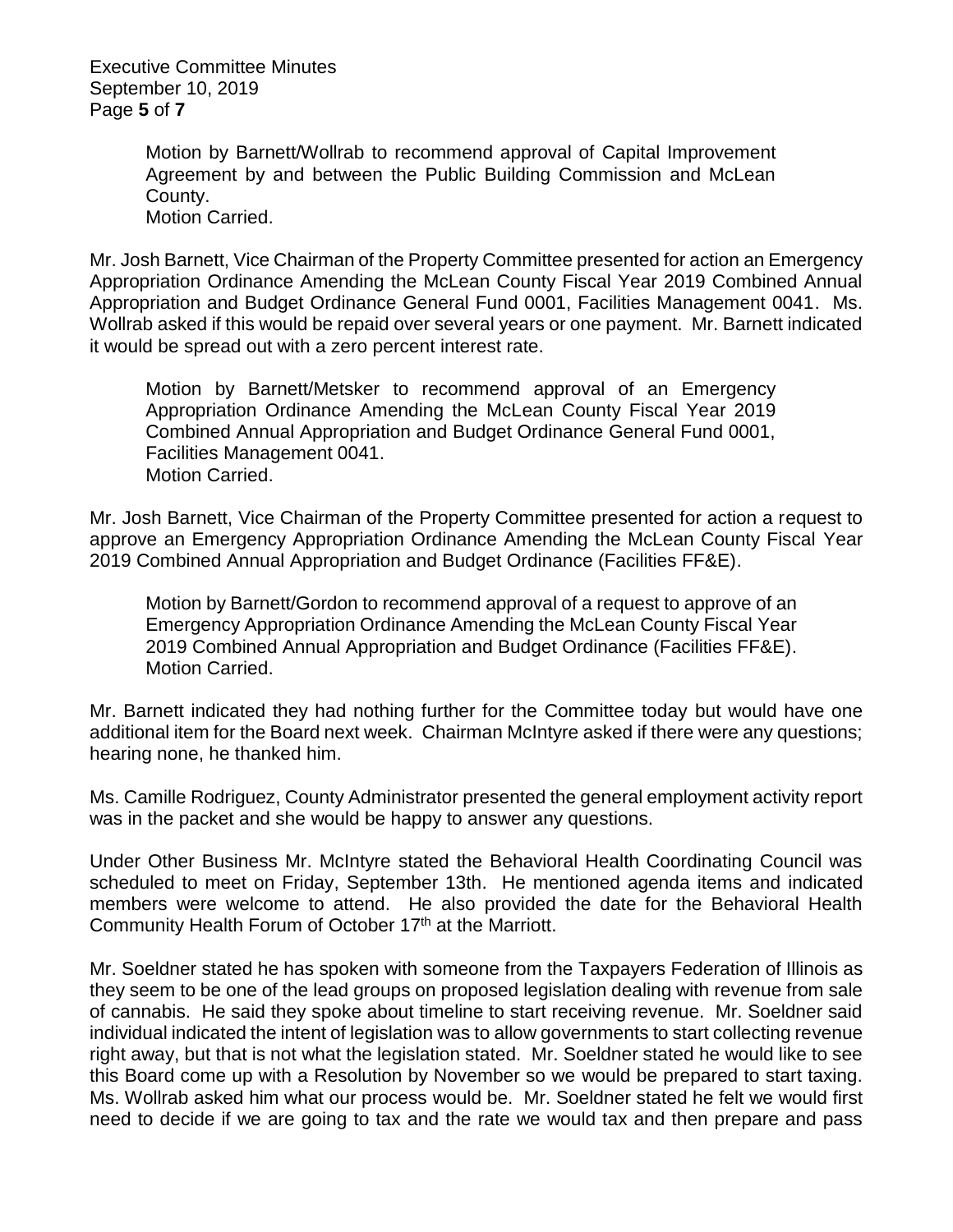Motion by Barnett/Wollrab to recommend approval of Capital Improvement Agreement by and between the Public Building Commission and McLean County.
Motion Carried.

Mr. Josh Barnett, Vice Chairman of the Property Committee presented for action an Emergency Appropriation Ordinance Amending the McLean County Fiscal Year 2019 Combined Annual Appropriation and Budget Ordinance General Fund 0001, Facilities Management 0041. Ms. Wollrab asked if this would be repaid over several years or one payment. Mr. Barnett indicated it would be spread out with a zero percent interest rate.

Motion by Barnett/Metsker to recommend approval of an Emergency Appropriation Ordinance Amending the McLean County Fiscal Year 2019 Combined Annual Appropriation and Budget Ordinance General Fund 0001, Facilities Management 0041.
Motion Carried.

Mr. Josh Barnett, Vice Chairman of the Property Committee presented for action a request to approve an Emergency Appropriation Ordinance Amending the McLean County Fiscal Year 2019 Combined Annual Appropriation and Budget Ordinance (Facilities FF&E).

Motion by Barnett/Gordon to recommend approval of a request to approve of an Emergency Appropriation Ordinance Amending the McLean County Fiscal Year 2019 Combined Annual Appropriation and Budget Ordinance (Facilities FF&E).
Motion Carried.

Mr. Barnett indicated they had nothing further for the Committee today but would have one additional item for the Board next week. Chairman McIntyre asked if there were any questions; hearing none, he thanked him.

Ms. Camille Rodriguez, County Administrator presented the general employment activity report was in the packet and she would be happy to answer any questions.

Under Other Business Mr. McIntyre stated the Behavioral Health Coordinating Council was scheduled to meet on Friday, September 13th. He mentioned agenda items and indicated members were welcome to attend. He also provided the date for the Behavioral Health Community Health Forum of October 17th at the Marriott.

Mr. Soeldner stated he has spoken with someone from the Taxpayers Federation of Illinois as they seem to be one of the lead groups on proposed legislation dealing with revenue from sale of cannabis. He said they spoke about timeline to start receiving revenue. Mr. Soeldner said individual indicated the intent of legislation was to allow governments to start collecting revenue right away, but that is not what the legislation stated. Mr. Soeldner stated he would like to see this Board come up with a Resolution by November so we would be prepared to start taxing. Ms. Wollrab asked him what our process would be. Mr. Soeldner stated he felt we would first need to decide if we are going to tax and the rate we would tax and then prepare and pass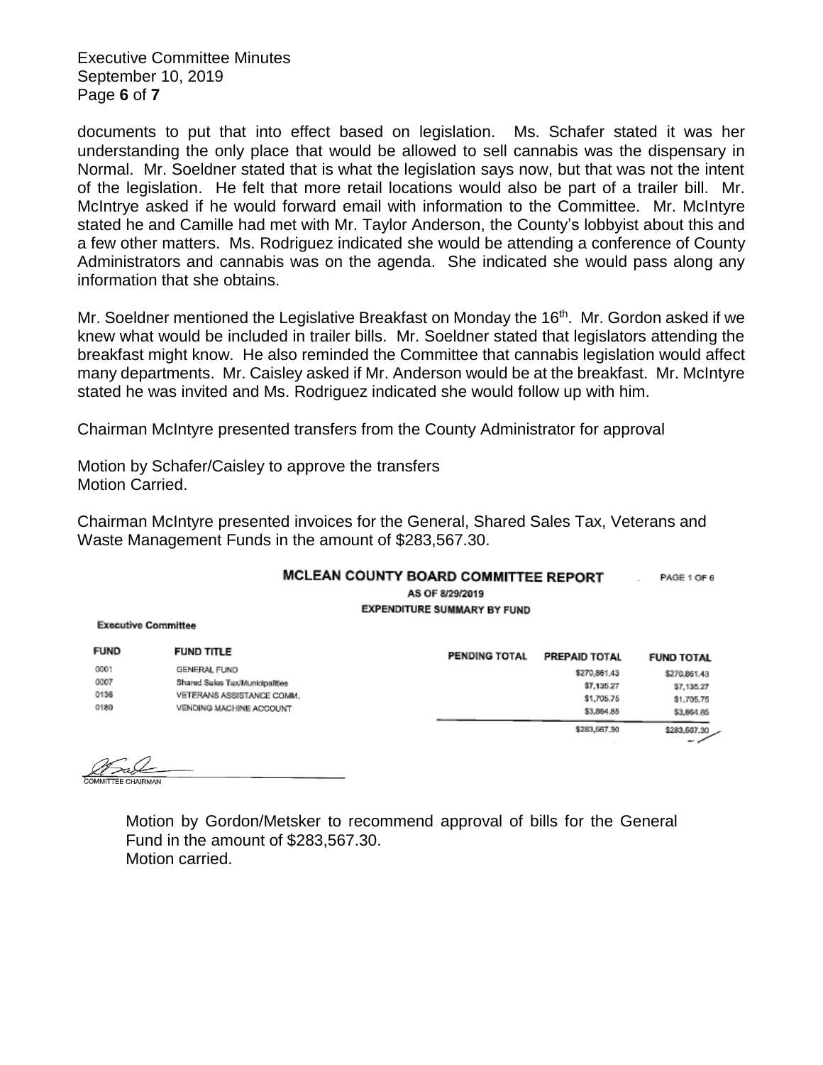documents to put that into effect based on legislation. Ms. Schafer stated it was her understanding the only place that would be allowed to sell cannabis was the dispensary in Normal. Mr. Soeldner stated that is what the legislation says now, but that was not the intent of the legislation. He felt that more retail locations would also be part of a trailer bill. Mr. McIntrye asked if he would forward email with information to the Committee. Mr. McIntyre stated he and Camille had met with Mr. Taylor Anderson, the County's lobbyist about this and a few other matters. Ms. Rodriguez indicated she would be attending a conference of County Administrators and cannabis was on the agenda. She indicated she would pass along any information that she obtains.

Mr. Soeldner mentioned the Legislative Breakfast on Monday the 16th. Mr. Gordon asked if we knew what would be included in trailer bills. Mr. Soeldner stated that legislators attending the breakfast might know. He also reminded the Committee that cannabis legislation would affect many departments. Mr. Caisley asked if Mr. Anderson would be at the breakfast. Mr. McIntyre stated he was invited and Ms. Rodriguez indicated she would follow up with him.

Chairman McIntyre presented transfers from the County Administrator for approval

Motion by Schafer/Caisley to approve the transfers
Motion Carried.

Chairman McIntyre presented invoices for the General, Shared Sales Tax, Veterans and Waste Management Funds in the amount of $283,567.30.

**MCLEAN COUNTY BOARD COMMITTEE REPORT** PAGE 1 OF 6

AS OF 8/29/2019

EXPENDITURE SUMMARY BY FUND

Executive Committee

| FUND | FUND TITLE | PENDING TOTAL | PREPAID TOTAL | FUND TOTAL |
|---|---|---|---|---|
| 0001 | GENERAL FUND | | $270,861.43 | $270,861.43 |
| 0007 | Shared Sales Tax/Municipalities | | $7,135.27 | $7,135.27 |
| 0136 | VETERANS ASSISTANCE COMM. | | $1,705.75 | $1,705.75 |
| 0180 | VENDING MACHINE ACCOUNT | | $3,864.85 | $3,864.85 |
| | | | $283,567.30 | $283,567.30 |

COMMITTEE CHAIRMAN

Motion by Gordon/Metsker to recommend approval of bills for the General Fund in the amount of $283,567.30.
Motion carried.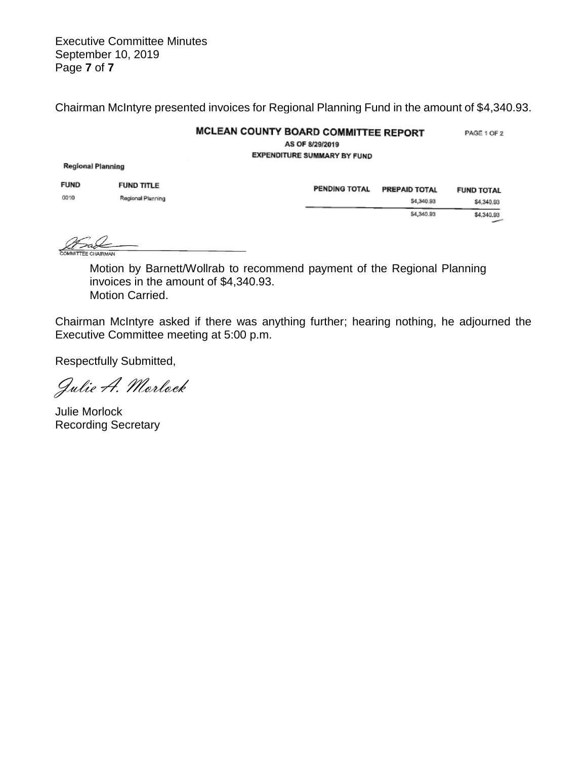Chairman McIntyre presented invoices for Regional Planning Fund in the amount of $4,340.93.

**MCLEAN COUNTY BOARD COMMITTEE REPORT**
PAGE 1 OF 2
AS OF 8/29/2019
EXPENDITURE SUMMARY BY FUND

Regional Planning

| FUND | FUND TITLE | PENDING TOTAL | PREPAID TOTAL | FUND TOTAL |
|---|---|---|---|---|
| 0010 | Regional Planning | | $4,340.93 | $4,340.93 |
| | | | $4,340.93 | $4,340.93 |

COMMITTEE CHAIRMAN

Motion by Barnett/Wollrab to recommend payment of the Regional Planning invoices in the amount of $4,340.93.
Motion Carried.

Chairman McIntyre asked if there was anything further; hearing nothing, he adjourned the Executive Committee meeting at 5:00 p.m.

Respectfully Submitted,

*Julie A. Morlock*

Julie Morlock
Recording Secretary